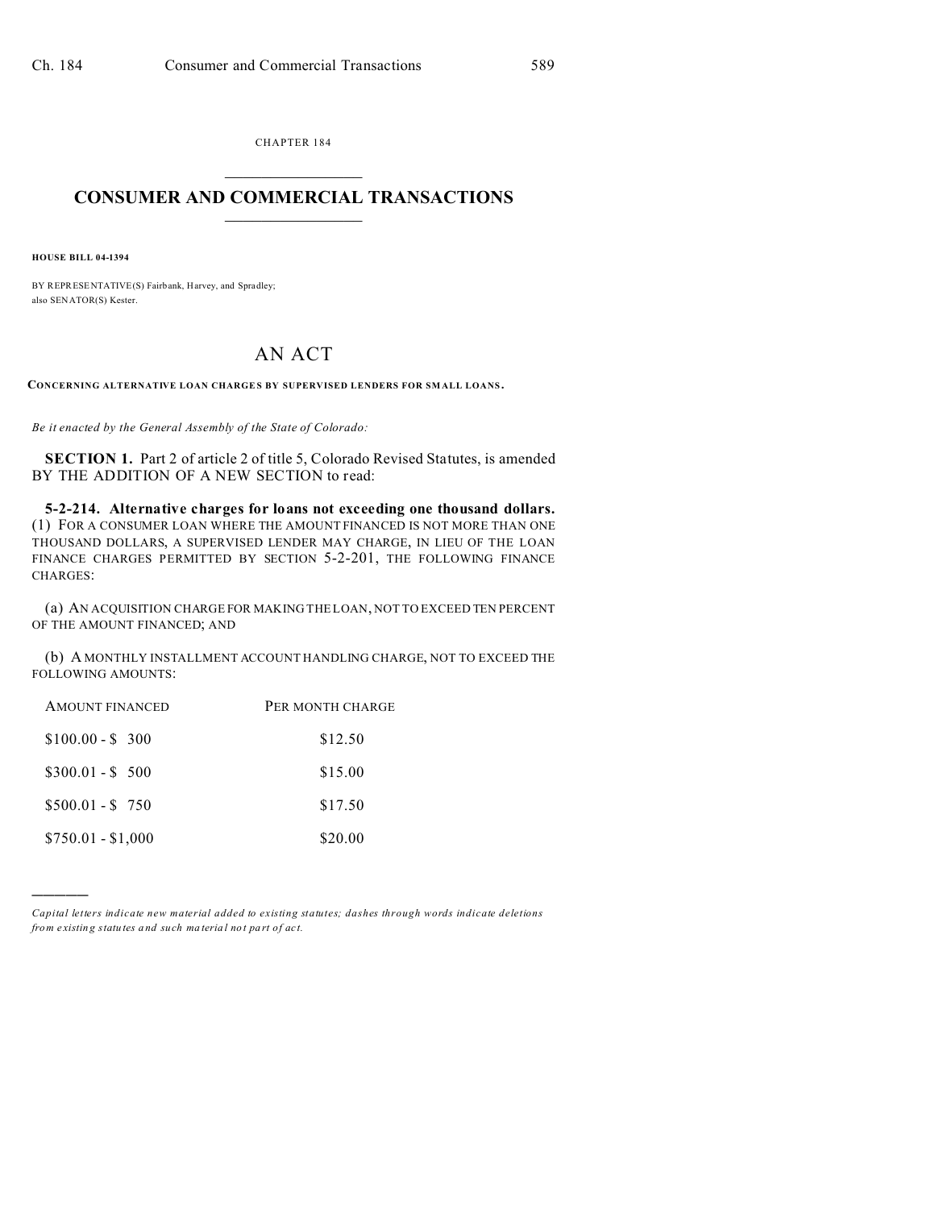CHAPTER 184

# CONSUMER AND COMMERCIAL TRANSACTIONS

**HOUSE BILL 04-1394**

BY REPRESENTATIVE(S) Fairbank, Harvey, and Spradley;
also SENATOR(S) Kester.

## AN ACT

**CONCERNING ALTERNATIVE LOAN CHARGES BY SUPERVISED LENDERS FOR SMALL LOANS.**

*Be it enacted by the General Assembly of the State of Colorado:*

**SECTION 1.** Part 2 of article 2 of title 5, Colorado Revised Statutes, is amended BY THE ADDITION OF A NEW SECTION to read:

**5-2-214. Alternative charges for loans not exceeding one thousand dollars.** (1) FOR A CONSUMER LOAN WHERE THE AMOUNT FINANCED IS NOT MORE THAN ONE THOUSAND DOLLARS, A SUPERVISED LENDER MAY CHARGE, IN LIEU OF THE LOAN FINANCE CHARGES PERMITTED BY SECTION 5-2-201, THE FOLLOWING FINANCE CHARGES:

(a) AN ACQUISITION CHARGE FOR MAKING THE LOAN, NOT TO EXCEED TEN PERCENT OF THE AMOUNT FINANCED; AND

(b) A MONTHLY INSTALLMENT ACCOUNT HANDLING CHARGE, NOT TO EXCEED THE FOLLOWING AMOUNTS:

| AMOUNT FINANCED | PER MONTH CHARGE |
|---|---|
| $100.00 - $ 300 | $12.50 |
| $300.01 - $ 500 | $15.00 |
| $500.01 - $ 750 | $17.50 |
| $750.01 - $1,000 | $20.00 |

*Capital letters indicate new material added to existing statutes; dashes through words indicate deletions from existing statutes and such material not part of act.*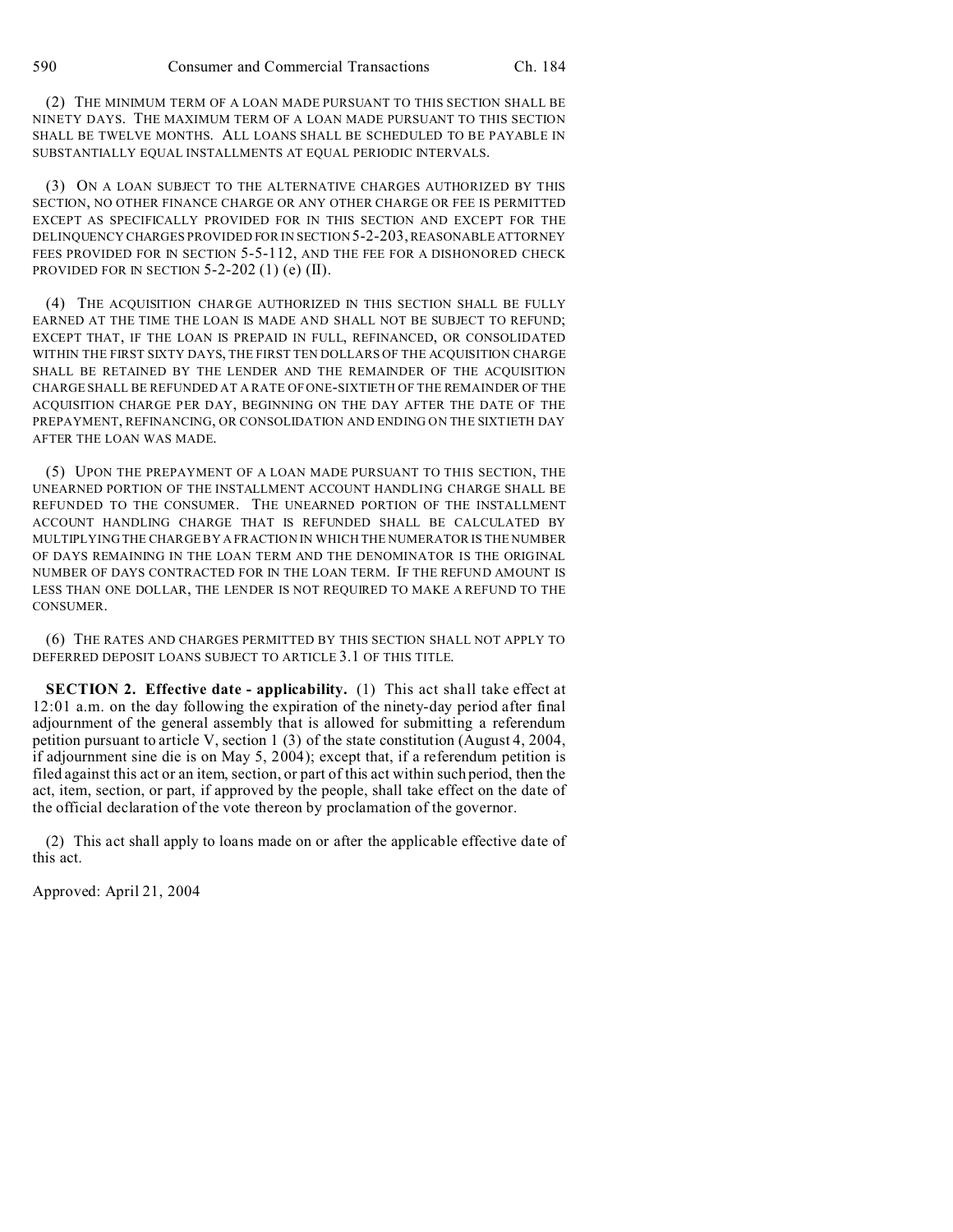(2) THE MINIMUM TERM OF A LOAN MADE PURSUANT TO THIS SECTION SHALL BE NINETY DAYS. THE MAXIMUM TERM OF A LOAN MADE PURSUANT TO THIS SECTION SHALL BE TWELVE MONTHS. ALL LOANS SHALL BE SCHEDULED TO BE PAYABLE IN SUBSTANTIALLY EQUAL INSTALLMENTS AT EQUAL PERIODIC INTERVALS.

(3) ON A LOAN SUBJECT TO THE ALTERNATIVE CHARGES AUTHORIZED BY THIS SECTION, NO OTHER FINANCE CHARGE OR ANY OTHER CHARGE OR FEE IS PERMITTED EXCEPT AS SPECIFICALLY PROVIDED FOR IN THIS SECTION AND EXCEPT FOR THE DELINQUENCY CHARGES PROVIDED FOR IN SECTION 5-2-203, REASONABLE ATTORNEY FEES PROVIDED FOR IN SECTION 5-5-112, AND THE FEE FOR A DISHONORED CHECK PROVIDED FOR IN SECTION 5-2-202 (1) (e) (II).

(4) THE ACQUISITION CHARGE AUTHORIZED IN THIS SECTION SHALL BE FULLY EARNED AT THE TIME THE LOAN IS MADE AND SHALL NOT BE SUBJECT TO REFUND; EXCEPT THAT, IF THE LOAN IS PREPAID IN FULL, REFINANCED, OR CONSOLIDATED WITHIN THE FIRST SIXTY DAYS, THE FIRST TEN DOLLARS OF THE ACQUISITION CHARGE SHALL BE RETAINED BY THE LENDER AND THE REMAINDER OF THE ACQUISITION CHARGE SHALL BE REFUNDED AT A RATE OF ONE-SIXTIETH OF THE REMAINDER OF THE ACQUISITION CHARGE PER DAY, BEGINNING ON THE DAY AFTER THE DATE OF THE PREPAYMENT, REFINANCING, OR CONSOLIDATION AND ENDING ON THE SIXTIETH DAY AFTER THE LOAN WAS MADE.

(5) UPON THE PREPAYMENT OF A LOAN MADE PURSUANT TO THIS SECTION, THE UNEARNED PORTION OF THE INSTALLMENT ACCOUNT HANDLING CHARGE SHALL BE REFUNDED TO THE CONSUMER. THE UNEARNED PORTION OF THE INSTALLMENT ACCOUNT HANDLING CHARGE THAT IS REFUNDED SHALL BE CALCULATED BY MULTIPLYING THE CHARGE BY A FRACTION IN WHICH THE NUMERATOR IS THE NUMBER OF DAYS REMAINING IN THE LOAN TERM AND THE DENOMINATOR IS THE ORIGINAL NUMBER OF DAYS CONTRACTED FOR IN THE LOAN TERM. IF THE REFUND AMOUNT IS LESS THAN ONE DOLLAR, THE LENDER IS NOT REQUIRED TO MAKE A REFUND TO THE CONSUMER.

(6) THE RATES AND CHARGES PERMITTED BY THIS SECTION SHALL NOT APPLY TO DEFERRED DEPOSIT LOANS SUBJECT TO ARTICLE 3.1 OF THIS TITLE.

**SECTION 2. Effective date - applicability.** (1) This act shall take effect at 12:01 a.m. on the day following the expiration of the ninety-day period after final adjournment of the general assembly that is allowed for submitting a referendum petition pursuant to article V, section 1 (3) of the state constitution (August 4, 2004, if adjournment sine die is on May 5, 2004); except that, if a referendum petition is filed against this act or an item, section, or part of this act within such period, then the act, item, section, or part, if approved by the people, shall take effect on the date of the official declaration of the vote thereon by proclamation of the governor.

(2) This act shall apply to loans made on or after the applicable effective date of this act.

Approved: April 21, 2004